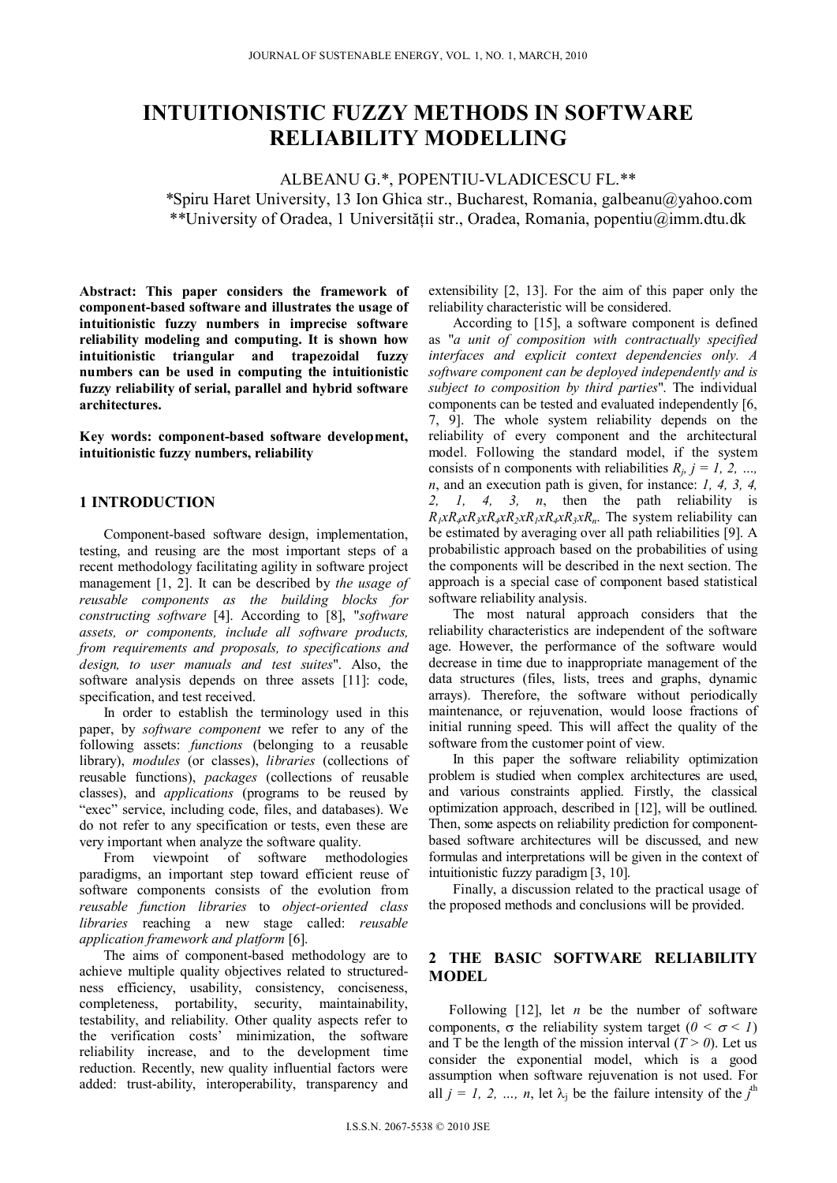# INTUITIONISTIC FUZZY METHODS IN SOFTWARE RELIABILITY MODELLING

ALBEANU G.*, POPENTIU-VLADICESCU FL.**

*Spiru Haret University, 13 Ion Ghica str., Bucharest, Romania, galbeanu@yahoo.com

**University of Oradea, 1 Universității str., Oradea, Romania, popentiu@imm.dtu.dk

**Abstract: This paper considers the framework of component-based software and illustrates the usage of intuitionistic fuzzy numbers in imprecise software reliability modeling and computing. It is shown how intuitionistic triangular and trapezoidal fuzzy numbers can be used in computing the intuitionistic fuzzy reliability of serial, parallel and hybrid software architectures.**

**Key words: component-based software development, intuitionistic fuzzy numbers, reliability**

## 1 INTRODUCTION

Component-based software design, implementation, testing, and reusing are the most important steps of a recent methodology facilitating agility in software project management [1, 2]. It can be described by *the usage of reusable components as the building blocks for constructing software* [4]. According to [8], "*software assets, or components, include all software products, from requirements and proposals, to specifications and design, to user manuals and test suites*". Also, the software analysis depends on three assets [11]: code, specification, and test received.

In order to establish the terminology used in this paper, by *software component* we refer to any of the following assets: *functions* (belonging to a reusable library), *modules* (or classes), *libraries* (collections of reusable functions), *packages* (collections of reusable classes), and *applications* (programs to be reused by "exec" service, including code, files, and databases). We do not refer to any specification or tests, even these are very important when analyze the software quality.

From viewpoint of software methodologies paradigms, an important step toward efficient reuse of software components consists of the evolution from *reusable function libraries* to *object-oriented class libraries* reaching a new stage called: *reusable application framework and platform* [6].

The aims of component-based methodology are to achieve multiple quality objectives related to structuredness efficiency, usability, consistency, conciseness, completeness, portability, security, maintainability, testability, and reliability. Other quality aspects refer to the verification costs' minimization, the software reliability increase, and to the development time reduction. Recently, new quality influential factors were added: trust-ability, interoperability, transparency and extensibility [2, 13]. For the aim of this paper only the reliability characteristic will be considered.

According to [15], a software component is defined as "*a unit of composition with contractually specified interfaces and explicit context dependencies only. A software component can be deployed independently and is subject to composition by third parties*". The individual components can be tested and evaluated independently [6, 7, 9]. The whole system reliability depends on the reliability of every component and the architectural model. Following the standard model, if the system consists of n components with reliabilities $R_j$, $j = 1, 2, \ldots, n$, and an execution path is given, for instance: *1, 4, 3, 4, 2, 1, 4, 3, n*, then the path reliability is $R_1 x R_4 x R_3 x R_4 x R_2 x R_1 x R_4 x R_3 x R_n$. The system reliability can be estimated by averaging over all path reliabilities [9]. A probabilistic approach based on the probabilities of using the components will be described in the next section. The approach is a special case of component based statistical software reliability analysis.

The most natural approach considers that the reliability characteristics are independent of the software age. However, the performance of the software would decrease in time due to inappropriate management of the data structures (files, lists, trees and graphs, dynamic arrays). Therefore, the software without periodically maintenance, or rejuvenation, would loose fractions of initial running speed. This will affect the quality of the software from the customer point of view.

In this paper the software reliability optimization problem is studied when complex architectures are used, and various constraints applied. Firstly, the classical optimization approach, described in [12], will be outlined. Then, some aspects on reliability prediction for component-based software architectures will be discussed, and new formulas and interpretations will be given in the context of intuitionistic fuzzy paradigm [3, 10].

Finally, a discussion related to the practical usage of the proposed methods and conclusions will be provided.

## 2 THE BASIC SOFTWARE RELIABILITY MODEL

Following [12], let *n* be the number of software components, $\sigma$ the reliability system target ($0 < \sigma < 1$) and T be the length of the mission interval ($T > 0$). Let us consider the exponential model, which is a good assumption when software rejuvenation is not used. For all $j = 1, 2, \ldots, n$, let $\lambda_j$ be the failure intensity of the $j^{th}$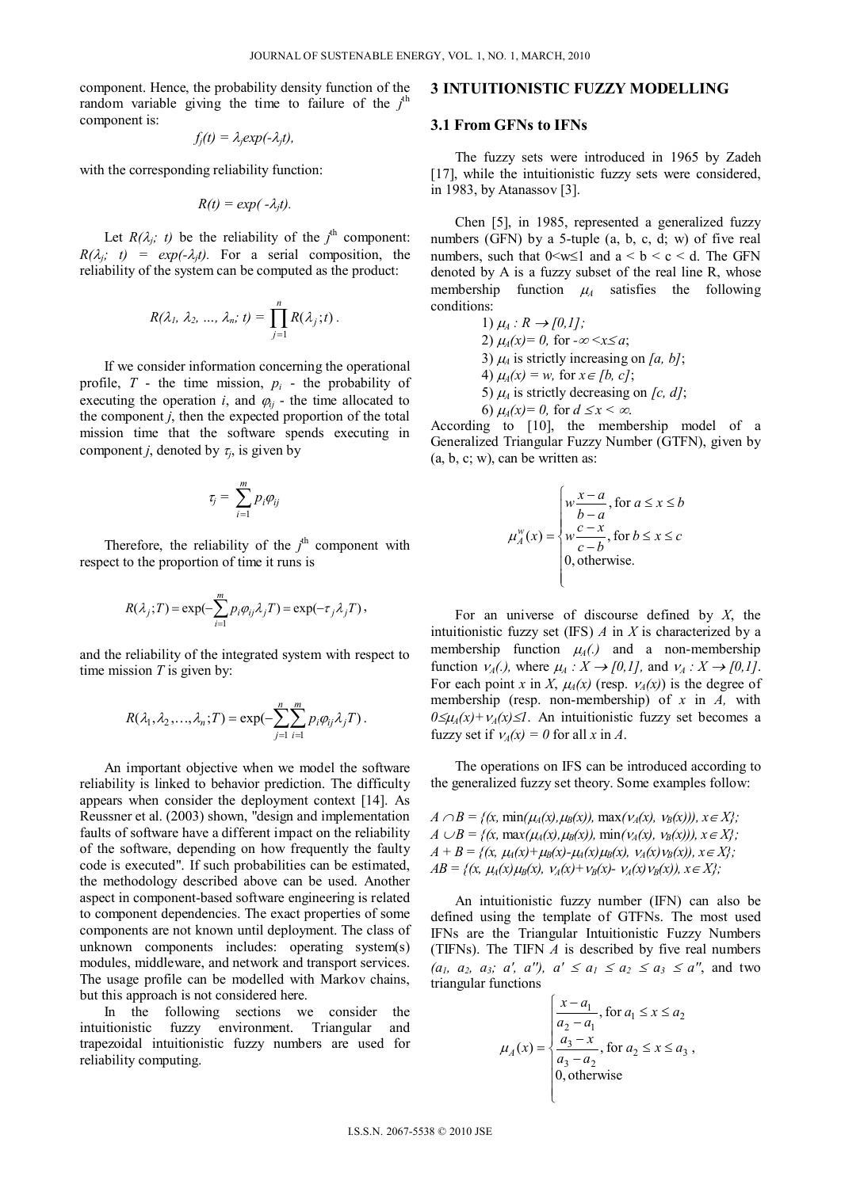component. Hence, the probability density function of the random variable giving the time to failure of the $j^{th}$ component is:

$$f_j(t) = \lambda_j exp(-\lambda_j t),$$

with the corresponding reliability function:

$$R(t) = exp( -\lambda_j t).$$

Let $R(\lambda_j;\ t)$ be the reliability of the $j^{th}$ component: $R(\lambda_j;\ t) = exp(-\lambda_j t)$. For a serial composition, the reliability of the system can be computed as the product:

$$R(\lambda_1, \lambda_2, \ldots, \lambda_n;\ t) = \prod_{j=1}^{n} R(\lambda_j; t).$$

If we consider information concerning the operational profile, $T$ - the time mission, $p_i$ - the probability of executing the operation $i$, and $\varphi_{ij}$ - the time allocated to the component $j$, then the expected proportion of the total mission time that the software spends executing in component $j$, denoted by $\tau_j$, is given by

$$\tau_j = \sum_{i=1}^{m} p_i \varphi_{ij}$$

Therefore, the reliability of the $j^{th}$ component with respect to the proportion of time it runs is

$$R(\lambda_j; T) = \exp(-\sum_{i=1}^{m} p_i \varphi_{ij} \lambda_j T) = \exp(-\tau_j \lambda_j T),$$

and the reliability of the integrated system with respect to time mission $T$ is given by:

$$R(\lambda_1, \lambda_2, \ldots, \lambda_n; T) = \exp(-\sum_{j=1}^{n}\sum_{i=1}^{m} p_i \varphi_{ij} \lambda_j T).$$

An important objective when we model the software reliability is linked to behavior prediction. The difficulty appears when consider the deployment context [14]. As Reussner et al. (2003) shown, "design and implementation faults of software have a different impact on the reliability of the software, depending on how frequently the faulty code is executed". If such probabilities can be estimated, the methodology described above can be used. Another aspect in component-based software engineering is related to component dependencies. The exact properties of some components are not known until deployment. The class of unknown components includes: operating system(s) modules, middleware, and network and transport services. The usage profile can be modelled with Markov chains, but this approach is not considered here.

In the following sections we consider the intuitionistic fuzzy environment. Triangular and trapezoidal intuitionistic fuzzy numbers are used for reliability computing.

## 3 INTUITIONISTIC FUZZY MODELLING

### 3.1 From GFNs to IFNs

The fuzzy sets were introduced in 1965 by Zadeh [17], while the intuitionistic fuzzy sets were considered, in 1983, by Atanassov [3].

Chen [5], in 1985, represented a generalized fuzzy numbers (GFN) by a 5-tuple (a, b, c, d; w) of five real numbers, such that $0<w\leq 1$ and $a < b < c < d$. The GFN denoted by A is a fuzzy subset of the real line R, whose membership function $\mu_A$ satisfies the following conditions:

1) $\mu_A : R \to [0,1]$;
2) $\mu_A(x)= 0$, for $-\infty < x \leq a$;
3) $\mu_A$ is strictly increasing on $[a, b]$;
4) $\mu_A(x) = w$, for $x \in [b, c]$;
5) $\mu_A$ is strictly decreasing on $[c, d]$;
6) $\mu_A(x)= 0$, for $d \leq x < \infty$.

According to [10], the membership model of a Generalized Triangular Fuzzy Number (GTFN), given by (a, b, c; w), can be written as:

$$\mu_A^w(x) = \begin{cases} w\dfrac{x-a}{b-a}, \text{for } a \leq x \leq b \\ w\dfrac{c-x}{c-b}, \text{for } b \leq x \leq c \\ 0, \text{otherwise.} \end{cases}$$

For an universe of discourse defined by $X$, the intuitionistic fuzzy set (IFS) $A$ in $X$ is characterized by a membership function $\mu_A(.)$ and a non-membership function $\nu_A(.)$, where $\mu_A : X \to [0,1]$, and $\nu_A : X \to [0,1]$. For each point $x$ in $X$, $\mu_A(x)$ (resp. $\nu_A(x)$) is the degree of membership (resp. non-membership) of $x$ in $A$, with $0 \leq \mu_A(x)+\nu_A(x) \leq 1$. An intuitionistic fuzzy set becomes a fuzzy set if $\nu_A(x) = 0$ for all $x$ in $A$.

The operations on IFS can be introduced according to the generalized fuzzy set theory. Some examples follow:

$A \cap B = \{(x, \min(\mu_A(x),\mu_B(x)), \max(\nu_A(x), \nu_B(x))), x \in X\}$;
$A \cup B = \{(x, \max(\mu_A(x),\mu_B(x)), \min(\nu_A(x), \nu_B(x))), x \in X\}$;
$A + B = \{(x, \mu_A(x)+\mu_B(x)-\mu_A(x)\mu_B(x), \nu_A(x)\nu_B(x)), x \in X\}$;
$AB = \{(x, \mu_A(x)\mu_B(x), \nu_A(x)+\nu_B(x)- \nu_A(x)\nu_B(x)), x \in X\}$;

An intuitionistic fuzzy number (IFN) can also be defined using the template of GTFNs. The most used IFNs are the Triangular Intuitionistic Fuzzy Numbers (TIFNs). The TIFN $A$ is described by five real numbers $(a_1, a_2, a_3; a', a'')$, $a' \leq a_1 \leq a_2 \leq a_3 \leq a''$, and two triangular functions

$$\mu_A(x) = \begin{cases} \dfrac{x-a_1}{a_2-a_1}, \text{for } a_1 \leq x \leq a_2 \\ \dfrac{a_3-x}{a_3-a_2}, \text{for } a_2 \leq x \leq a_3 \\ 0, \text{otherwise} \end{cases},$$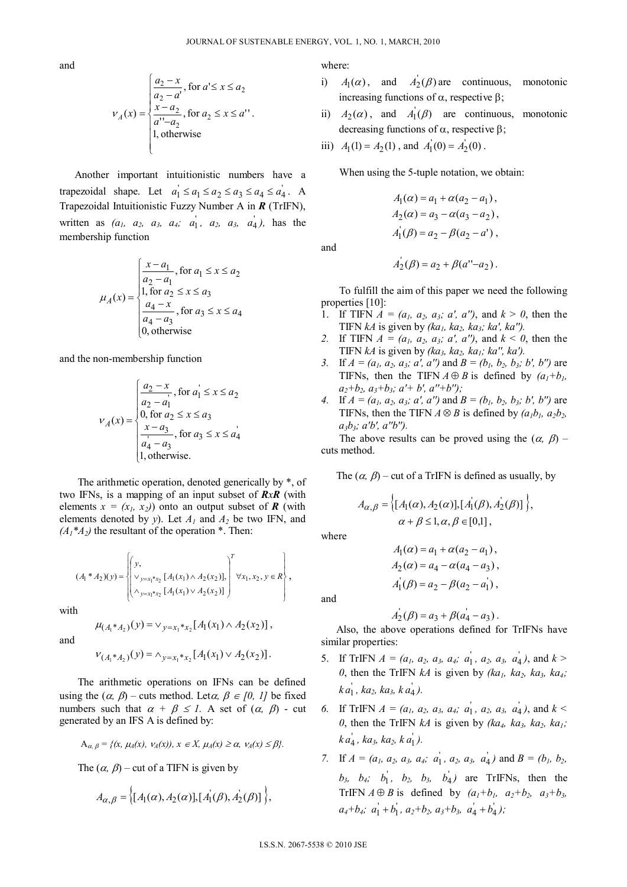and

$$\nu_A(x) = \begin{cases} \frac{a_2 - x}{a_2 - a'}, \text{for } a' \leq x \leq a_2 \\ \frac{x - a_2}{a'' - a_2}, \text{for } a_2 \leq x \leq a'' \\ 1, \text{otherwise} \end{cases}.$$

Another important intuitionistic numbers have a trapezoidal shape. Let $a_1^{'} \leq a_1 \leq a_2 \leq a_3 \leq a_4 \leq a_4^{'}$. A Trapezoidal Intuitionistic Fuzzy Number A in ***R*** (TrIFN), written as $(a_1, a_2, a_3, a_4; a_1^{'}, a_2, a_3, a_4^{'})$, has the membership function

$$\mu_A(x) = \begin{cases} \frac{x - a_1}{a_2 - a_1}, \text{for } a_1 \leq x \leq a_2 \\ 1, \text{for } a_2 \leq x \leq a_3 \\ \frac{a_4 - x}{a_4 - a_3}, \text{for } a_3 \leq x \leq a_4 \\ 0, \text{otherwise} \end{cases}$$

and the non-membership function

$$\nu_A(x) = \begin{cases} \frac{a_2 - x}{a_2 - a_1^{'}}, \text{for } a_1^{'} \leq x \leq a_2 \\ 0, \text{for } a_2 \leq x \leq a_3 \\ \frac{x - a_3}{a_4^{'} - a_3}, \text{for } a_3 \leq x \leq a_4^{'} \\ 1, \text{otherwise.} \end{cases}$$

The arithmetic operation, denoted generically by *, of two IFNs, is a mapping of an input subset of ***R***x***R*** (with elements $x = (x_1, x_2)$) onto an output subset of ***R*** (with elements denoted by *y*). Let $A_1$ and $A_2$ be two IFN, and $(A_1 * A_2)$ the resultant of the operation *. Then:

$$(A_1 * A_2)(y) = \left\{ \begin{pmatrix} y, \\ \vee_{y = x_1 * x_2} [A_1(x_1) \wedge A_2(x_2)], \\ \wedge_{y = x_1 * x_2} [A_1(x_1) \vee A_2(x_2)] \end{pmatrix}^T \forall x_1, x_2, y \in R \right\},$$

with

$$\mu_{(A_1 * A_2)}(y) = \vee_{y = x_1 * x_2} [A_1(x_1) \wedge A_2(x_2)],$$

and

$$\nu_{(A_1 * A_2)}(y) = \wedge_{y = x_1 * x_2} [A_1(x_1) \vee A_2(x_2)].$$

The arithmetic operations on IFNs can be defined using the $(\alpha, \beta)$ – cuts method. Let $\alpha, \beta \in [0, 1]$ be fixed numbers such that $\alpha + \beta \leq 1$. A set of $(\alpha, \beta)$ - cut generated by an IFS A is defined by:

$$A_{\alpha, \beta} = \{(x, \mu_A(x), \nu_A(x)), x \in X, \mu_A(x) \geq \alpha, \nu_A(x) \leq \beta\}.$$

The $(\alpha, \beta)$ – cut of a TIFN is given by

$$A_{\alpha, \beta} = \left\{ [A_1(\alpha), A_2(\alpha)], [A_1^{'}(\beta), A_2^{'}(\beta)] \right\},$$

where:

i) $A_1(\alpha)$, and $A_2^{'}(\beta)$ are continuous, monotonic increasing functions of α, respective β;

ii) $A_2(\alpha)$, and $A_1^{'}(\beta)$ are continuous, monotonic decreasing functions of α, respective β;

iii) $A_1(1) = A_2(1)$, and $A_1^{'}(0) = A_2^{'}(0)$.

When using the 5-tuple notation, we obtain:

$$A_1(\alpha) = a_1 + \alpha(a_2 - a_1),$$
$$A_2(\alpha) = a_3 - \alpha(a_3 - a_2),$$
$$A_1^{'}(\beta) = a_2 - \beta(a_2 - a'),$$

and

$$A_2^{'}(\beta) = a_2 + \beta(a'' - a_2).$$

To fulfill the aim of this paper we need the following properties [10]:

1. If TIFN $A = (a_1, a_2, a_3; a', a'')$, and $k > 0$, then the TIFN $kA$ is given by $(ka_1, ka_2, ka_3; ka', ka'')$.
2. If TIFN $A = (a_1, a_2, a_3; a', a'')$, and $k < 0$, then the TIFN $kA$ is given by $(ka_3, ka_2, ka_1; ka'', ka')$.
3. If $A = (a_1, a_2, a_3; a', a'')$ and $B = (b_1, b_2, b_3; b', b'')$ are TIFNs, then the TIFN $A \oplus B$ is defined by $(a_1+b_1, a_2+b_2, a_3+b_3; a'+b', a''+b'')$;
4. If $A = (a_1, a_2, a_3; a', a'')$ and $B = (b_1, b_2, b_3; b', b'')$ are TIFNs, then the TIFN $A \otimes B$ is defined by $(a_1b_1, a_2b_2, a_3b_3; a'b', a''b'')$.

The above results can be proved using the $(\alpha, \beta)$ – cuts method.

The $(\alpha, \beta)$ – cut of a TrIFN is defined as usually, by

$$A_{\alpha, \beta} = \left\{ [A_1(\alpha), A_2(\alpha)], [A_1^{'}(\beta), A_2^{'}(\beta)] \right\},$$
$$\alpha + \beta \leq 1, \alpha, \beta \in [0,1],$$

where

$$A_1(\alpha) = a_1 + \alpha(a_2 - a_1),$$
$$A_2(\alpha) = a_4 - \alpha(a_4 - a_3),$$
$$A_1^{'}(\beta) = a_2 - \beta(a_2 - a_1^{'}),$$

and

$$A_2^{'}(\beta) = a_3 + \beta(a_4^{'} - a_3).$$

Also, the above operations defined for TrIFNs have similar properties:

5. If TrIFN $A = (a_1, a_2, a_3, a_4; a_1^{'}, a_2, a_3, a_4^{'})$, and $k > 0$, then the TrIFN $kA$ is given by $(ka_1, ka_2, ka_3, ka_4; ka_1^{'}, ka_2, ka_3, ka_4^{'})$.
6. If TrIFN $A = (a_1, a_2, a_3, a_4; a_1^{'}, a_2, a_3, a_4^{'})$, and $k < 0$, then the TrIFN $kA$ is given by $(ka_4, ka_3, ka_2, ka_1; ka_4^{'}, ka_3, ka_2, ka_1^{'})$.
7. If $A = (a_1, a_2, a_3, a_4; a_1^{'}, a_2, a_3, a_4^{'})$ and $B = (b_1, b_2, b_3, b_4; b_1^{'}, b_2, b_3, b_4^{'})$ are TrIFNs, then the TrIFN $A \oplus B$ is defined by $(a_1+b_1, a_2+b_2, a_3+b_3, a_4+b_4; a_1^{'}+b_1^{'}, a_2+b_2, a_3+b_3, a_4^{'}+b_4^{'})$;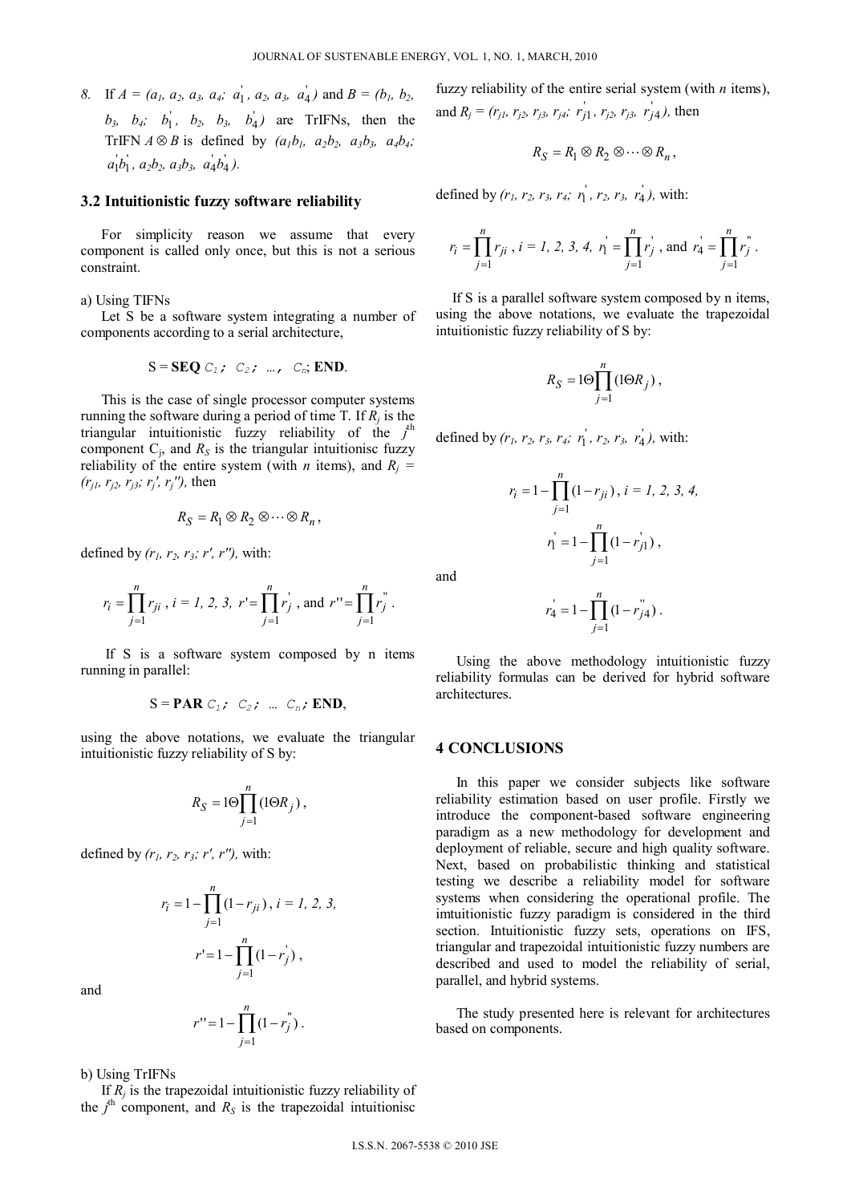8. If $A = (a_1, a_2, a_3, a_4;\ a_1^{'}, a_2, a_3, a_4^{'})$ and $B = (b_1, b_2, b_3, b_4;\ b_1^{'}, b_2, b_3, b_4^{'})$ are TrIFNs, then the TrIFN $A \otimes B$ is defined by $(a_1b_1, a_2b_2, a_3b_3, a_4b_4;\ a_1^{'}b_1^{'}, a_2b_2, a_3b_3, a_4^{'}b_4^{'})$.

### 3.2 Intuitionistic fuzzy software reliability

For simplicity reason we assume that every component is called only once, but this is not a serious constraint.

a) Using TIFNs

Let S be a software system integrating a number of components according to a serial architecture,

$$S = \textbf{SEQ } C_1;\ C_2;\ \ldots,\ C_n;\ \textbf{END}.$$

This is the case of single processor computer systems running the software during a period of time T. If $R_j$ is the triangular intuitionistic fuzzy reliability of the $j^{th}$ component $C_j$, and $R_S$ is the triangular intuitionisc fuzzy reliability of the entire system (with $n$ items), and $R_j = (r_{j1}, r_{j2}, r_{j3}; r_j', r_j'')$, then

$$R_S = R_1 \otimes R_2 \otimes \cdots \otimes R_n,$$

defined by $(r_1, r_2, r_3; r', r'')$, with:

$$r_i = \prod_{j=1}^{n} r_{ji},\ i = 1, 2, 3,\ r' = \prod_{j=1}^{n} r_j^{'},\ \text{and } r'' = \prod_{j=1}^{n} r_j^{''}.$$

If S is a software system composed by n items running in parallel:

$$S = \textbf{PAR } C_1;\ C_2;\ \ldots\ C_n;\ \textbf{END},$$

using the above notations, we evaluate the triangular intuitionistic fuzzy reliability of S by:

$$R_S = 1\Theta\prod_{j=1}^{n}(1\Theta R_j),$$

defined by $(r_1, r_2, r_3; r', r'')$, with:

$$r_i = 1 - \prod_{j=1}^{n}(1 - r_{ji}),\ i = 1, 2, 3,$$

$$r' = 1 - \prod_{j=1}^{n}(1 - r_j^{'}),$$

and

$$r'' = 1 - \prod_{j=1}^{n}(1 - r_j^{''}).$$

b) Using TrIFNs

If $R_j$ is the trapezoidal intuitionistic fuzzy reliability of the $j^{th}$ component, and $R_S$ is the trapezoidal intuitionisc fuzzy reliability of the entire serial system (with $n$ items), and $R_j = (r_{j1}, r_{j2}, r_{j3}, r_{j4};\ r_{j1}^{'}, r_{j2}, r_{j3}, r_{j4}^{'})$, then

$$R_S = R_1 \otimes R_2 \otimes \cdots \otimes R_n,$$

defined by $(r_1, r_2, r_3, r_4;\ r_1^{'}, r_2, r_3, r_4^{'})$, with:

$$r_i = \prod_{j=1}^{n} r_{ji},\ i = 1, 2, 3, 4,\ r_1^{'} = \prod_{j=1}^{n} r_j^{'},\ \text{and } r_4^{'} = \prod_{j=1}^{n} r_j^{''}.$$

If S is a parallel software system composed by n items, using the above notations, we evaluate the trapezoidal intuitionistic fuzzy reliability of S by:

$$R_S = 1\Theta\prod_{j=1}^{n}(1\Theta R_j),$$

defined by $(r_1, r_2, r_3, r_4;\ r_1^{'}, r_2, r_3, r_4^{'})$, with:

$$r_i = 1 - \prod_{j=1}^{n}(1 - r_{ji}),\ i = 1, 2, 3, 4,$$

$$r_1^{'} = 1 - \prod_{j=1}^{n}(1 - r_{j1}^{'}),$$

and

$$r_4^{'} = 1 - \prod_{j=1}^{n}(1 - r_{j4}^{''}).$$

Using the above methodology intuitionistic fuzzy reliability formulas can be derived for hybrid software architectures.

## 4 CONCLUSIONS

In this paper we consider subjects like software reliability estimation based on user profile. Firstly we introduce the component-based software engineering paradigm as a new methodology for development and deployment of reliable, secure and high quality software. Next, based on probabilistic thinking and statistical testing we describe a reliability model for software systems when considering the operational profile. The imtuitionistic fuzzy paradigm is considered in the third section. Intuitionistic fuzzy sets, operations on IFS, triangular and trapezoidal intuitionistic fuzzy numbers are described and used to model the reliability of serial, parallel, and hybrid systems.

The study presented here is relevant for architectures based on components.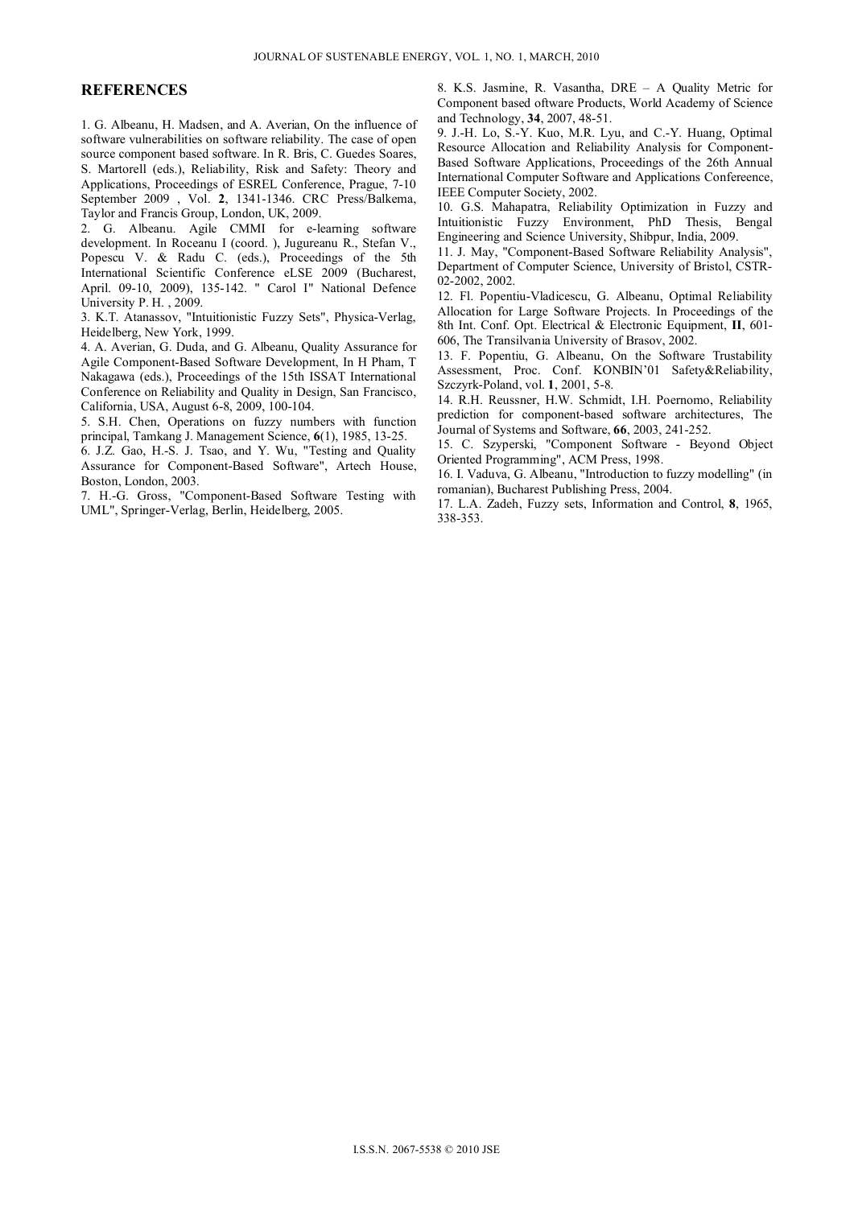## REFERENCES

1. G. Albeanu, H. Madsen, and A. Averian, On the influence of software vulnerabilities on software reliability. The case of open source component based software. In R. Bris, C. Guedes Soares, S. Martorell (eds.), Reliability, Risk and Safety: Theory and Applications, Proceedings of ESREL Conference, Prague, 7-10 September 2009 , Vol. **2**, 1341-1346. CRC Press/Balkema, Taylor and Francis Group, London, UK, 2009.
2. G. Albeanu. Agile CMMI for e-learning software development. In Roceanu I (coord. ), Jugureanu R., Stefan V., Popescu V. & Radu C. (eds.), Proceedings of the 5th International Scientific Conference eLSE 2009 (Bucharest, April. 09-10, 2009), 135-142. " Carol I" National Defence University P. H. , 2009.
3. K.T. Atanassov, "Intuitionistic Fuzzy Sets", Physica-Verlag, Heidelberg, New York, 1999.
4. A. Averian, G. Duda, and G. Albeanu, Quality Assurance for Agile Component-Based Software Development, In H Pham, T Nakagawa (eds.), Proceedings of the 15th ISSAT International Conference on Reliability and Quality in Design, San Francisco, California, USA, August 6-8, 2009, 100-104.
5. S.H. Chen, Operations on fuzzy numbers with function principal, Tamkang J. Management Science, **6**(1), 1985, 13-25.
6. J.Z. Gao, H.-S. J. Tsao, and Y. Wu, "Testing and Quality Assurance for Component-Based Software", Artech House, Boston, London, 2003.
7. H.-G. Gross, "Component-Based Software Testing with UML", Springer-Verlag, Berlin, Heidelberg, 2005.
8. K.S. Jasmine, R. Vasantha, DRE – A Quality Metric for Component based oftware Products, World Academy of Science and Technology, **34**, 2007, 48-51.
9. J.-H. Lo, S.-Y. Kuo, M.R. Lyu, and C.-Y. Huang, Optimal Resource Allocation and Reliability Analysis for Component-Based Software Applications, Proceedings of the 26th Annual International Computer Software and Applications Confereence, IEEE Computer Society, 2002.
10. G.S. Mahapatra, Reliability Optimization in Fuzzy and Intuitionistic Fuzzy Environment, PhD Thesis, Bengal Engineering and Science University, Shibpur, India, 2009.
11. J. May, "Component-Based Software Reliability Analysis", Department of Computer Science, University of Bristol, CSTR-02-2002, 2002.
12. Fl. Popentiu-Vladicescu, G. Albeanu, Optimal Reliability Allocation for Large Software Projects. In Proceedings of the 8th Int. Conf. Opt. Electrical & Electronic Equipment, **II**, 601-606, The Transilvania University of Brasov, 2002.
13. F. Popentiu, G. Albeanu, On the Software Trustability Assessment, Proc. Conf. KONBIN'01 Safety&Reliability, Szczyrk-Poland, vol. **1**, 2001, 5-8.
14. R.H. Reussner, H.W. Schmidt, I.H. Poernomo, Reliability prediction for component-based software architectures, The Journal of Systems and Software, **66**, 2003, 241-252.
15. C. Szyperski, "Component Software - Beyond Object Oriented Programming", ACM Press, 1998.
16. I. Vaduva, G. Albeanu, "Introduction to fuzzy modelling" (in romanian), Bucharest Publishing Press, 2004.
17. L.A. Zadeh, Fuzzy sets, Information and Control, **8**, 1965, 338-353.